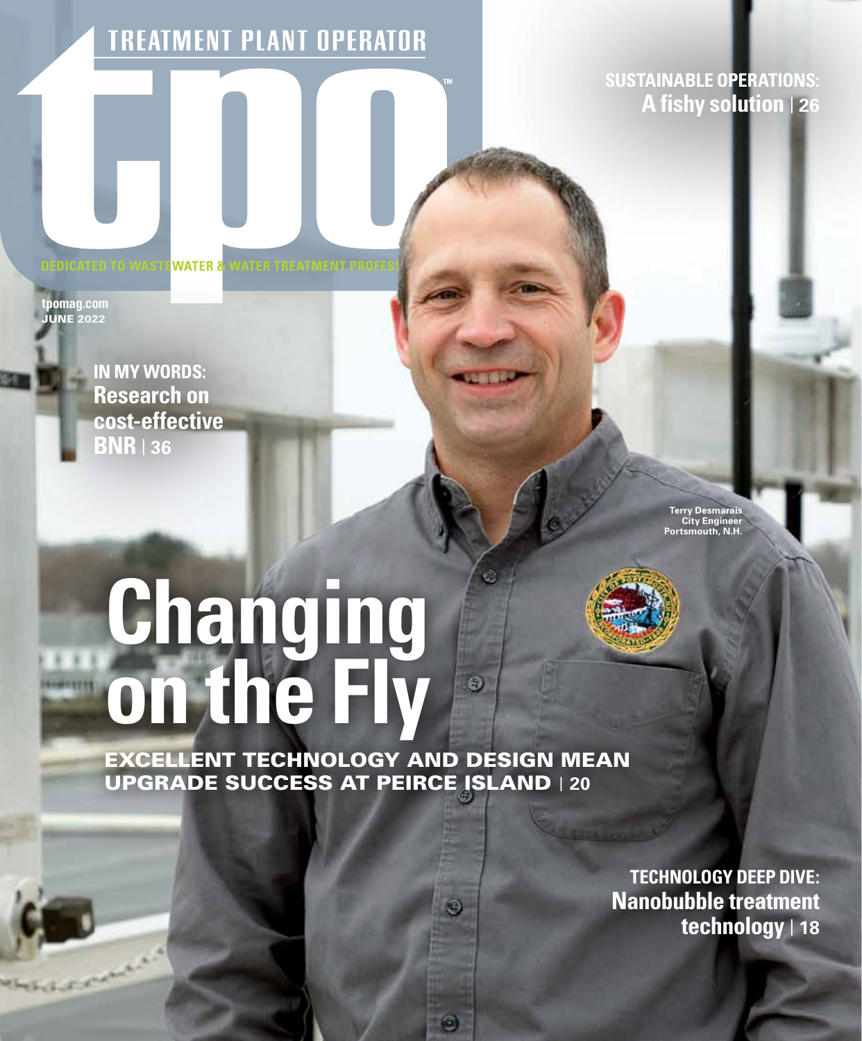# TREATMENT PLANT OPERATOR

# tpo™

DEDICATED TO WASTEWATER & WATER TREATMENT PROFESS

tpomag.com
JUNE 2022

**SUSTAINABLE OPERATIONS:**
**A fishy solution** | 26

**IN MY WORDS:**
**Research on cost-effective BNR** | 36

Terry Desmarais
City Engineer
Portsmouth, N.H.

# Changing on the Fly

## EXCELLENT TECHNOLOGY AND DESIGN MEAN UPGRADE SUCCESS AT PEIRCE ISLAND | 20

**TECHNOLOGY DEEP DIVE:**
**Nanobubble treatment technology** | 18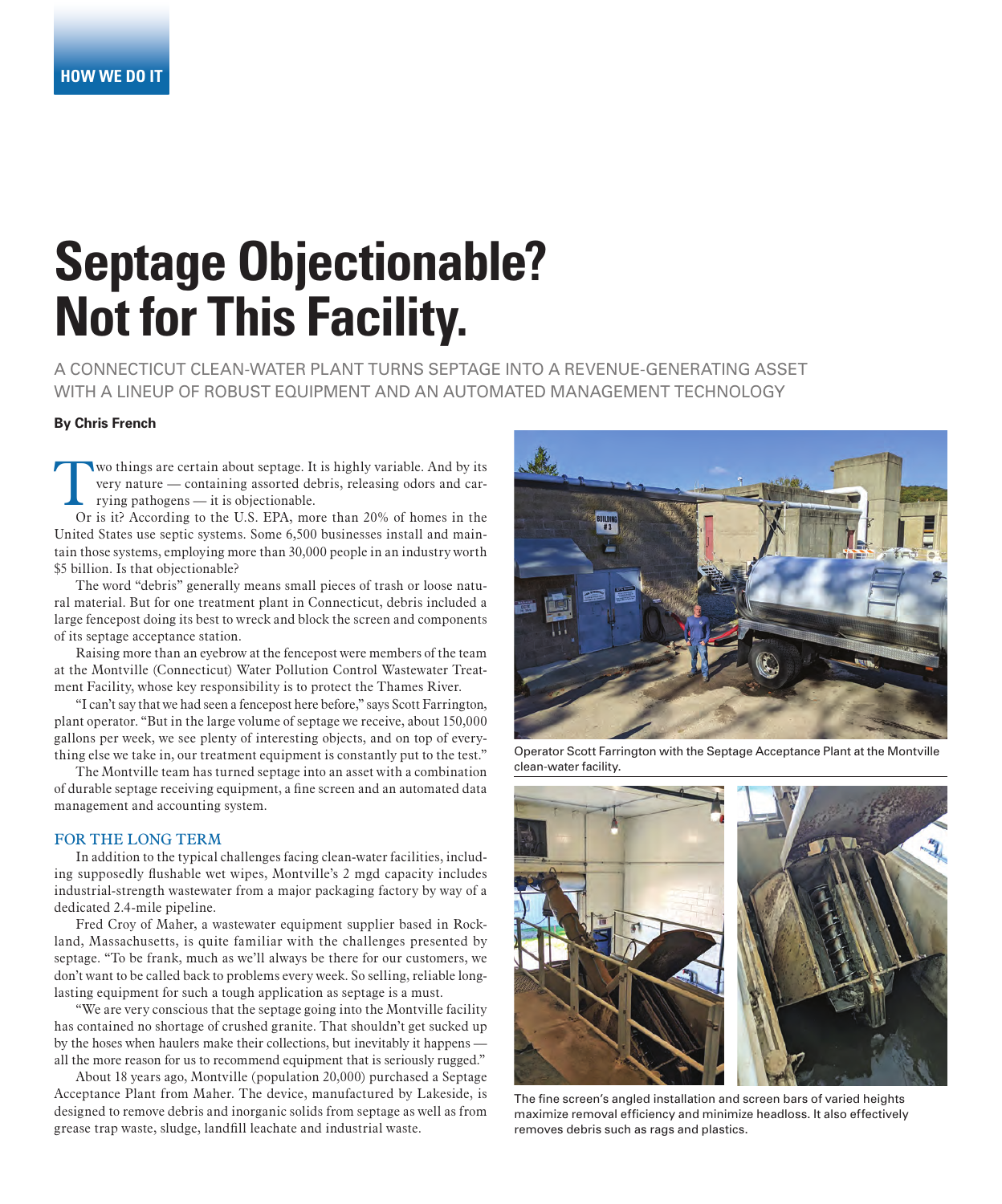HOW WE DO IT

# Septage Objectionable? Not for This Facility.

A CONNECTICUT CLEAN-WATER PLANT TURNS SEPTAGE INTO A REVENUE-GENERATING ASSET WITH A LINEUP OF ROBUST EQUIPMENT AND AN AUTOMATED MANAGEMENT TECHNOLOGY

**By Chris French**

Two things are certain about septage. It is highly variable. And by its very nature — containing assorted debris, releasing odors and carrying pathogens — it is objectionable.

Or is it? According to the U.S. EPA, more than 20% of homes in the United States use septic systems. Some 6,500 businesses install and maintain those systems, employing more than 30,000 people in an industry worth $5 billion. Is that objectionable?

The word "debris" generally means small pieces of trash or loose natural material. But for one treatment plant in Connecticut, debris included a large fencepost doing its best to wreck and block the screen and components of its septage acceptance station.

Raising more than an eyebrow at the fencepost were members of the team at the Montville (Connecticut) Water Pollution Control Wastewater Treatment Facility, whose key responsibility is to protect the Thames River.

"I can't say that we had seen a fencepost here before," says Scott Farrington, plant operator. "But in the large volume of septage we receive, about 150,000 gallons per week, we see plenty of interesting objects, and on top of everything else we take in, our treatment equipment is constantly put to the test."

The Montville team has turned septage into an asset with a combination of durable septage receiving equipment, a fine screen and an automated data management and accounting system.

## FOR THE LONG TERM

In addition to the typical challenges facing clean-water facilities, including supposedly flushable wet wipes, Montville's 2 mgd capacity includes industrial-strength wastewater from a major packaging factory by way of a dedicated 2.4-mile pipeline.

Fred Croy of Maher, a wastewater equipment supplier based in Rockland, Massachusetts, is quite familiar with the challenges presented by septage. "To be frank, much as we'll always be there for our customers, we don't want to be called back to problems every week. So selling, reliable long-lasting equipment for such a tough application as septage is a must.

"We are very conscious that the septage going into the Montville facility has contained no shortage of crushed granite. That shouldn't get sucked up by the hoses when haulers make their collections, but inevitably it happens — all the more reason for us to recommend equipment that is seriously rugged."

About 18 years ago, Montville (population 20,000) purchased a Septage Acceptance Plant from Maher. The device, manufactured by Lakeside, is designed to remove debris and inorganic solids from septage as well as from grease trap waste, sludge, landfill leachate and industrial waste.

Operator Scott Farrington with the Septage Acceptance Plant at the Montville clean-water facility.

The fine screen's angled installation and screen bars of varied heights maximize removal efficiency and minimize headloss. It also effectively removes debris such as rags and plastics.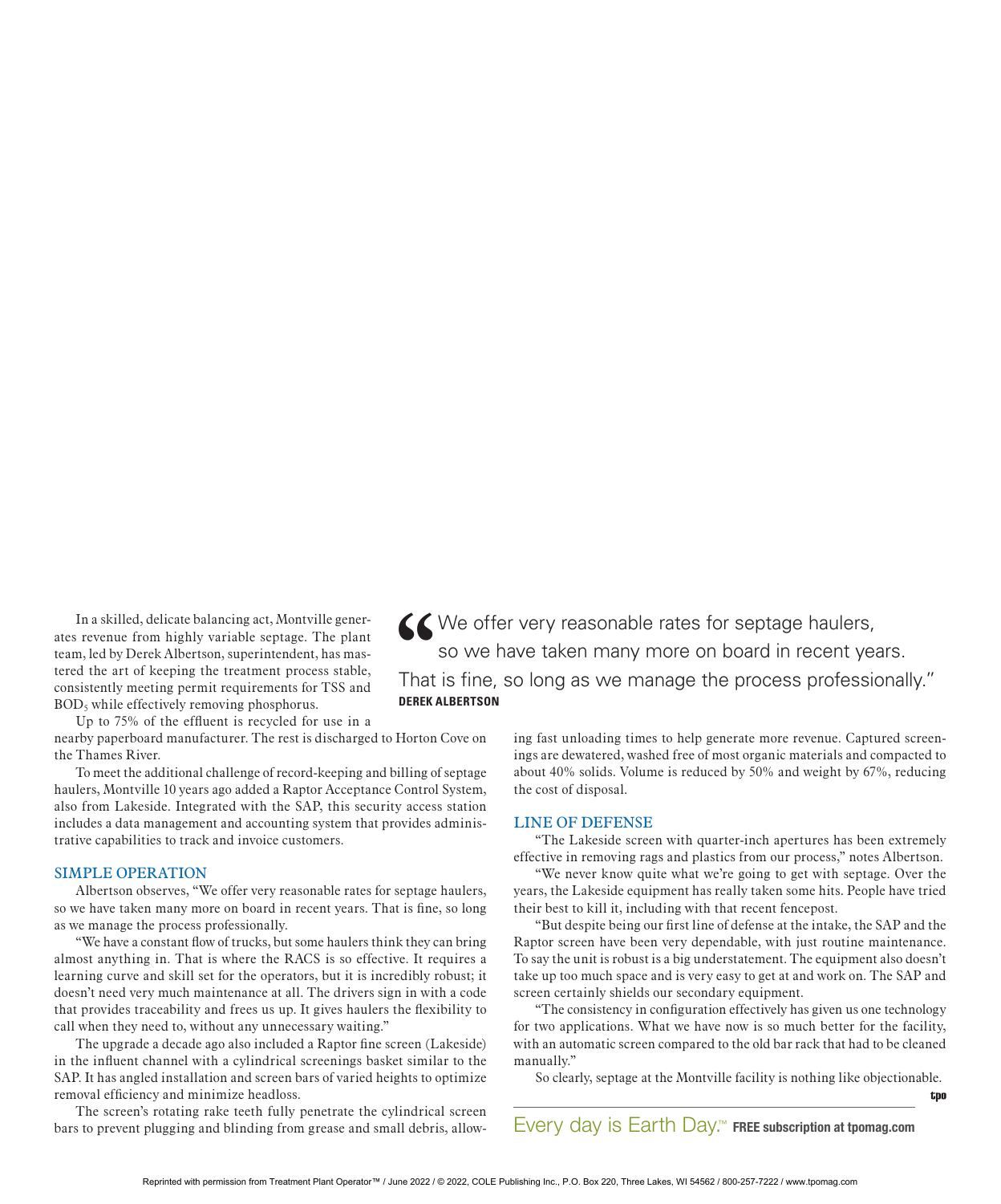In a skilled, delicate balancing act, Montville generates revenue from highly variable septage. The plant team, led by Derek Albertson, superintendent, has mastered the art of keeping the treatment process stable, consistently meeting permit requirements for TSS and $BOD_5$ while effectively removing phosphorus.

Up to 75% of the effluent is recycled for use in a nearby paperboard manufacturer. The rest is discharged to Horton Cove on the Thames River.

To meet the additional challenge of record-keeping and billing of septage haulers, Montville 10 years ago added a Raptor Acceptance Control System, also from Lakeside. Integrated with the SAP, this security access station includes a data management and accounting system that provides administrative capabilities to track and invoice customers.

> "We offer very reasonable rates for septage haulers, so we have taken many more on board in recent years. That is fine, so long as we manage the process professionally."
> **DEREK ALBERTSON**

## SIMPLE OPERATION

Albertson observes, "We offer very reasonable rates for septage haulers, so we have taken many more on board in recent years. That is fine, so long as we manage the process professionally.

"We have a constant flow of trucks, but some haulers think they can bring almost anything in. That is where the RACS is so effective. It requires a learning curve and skill set for the operators, but it is incredibly robust; it doesn't need very much maintenance at all. The drivers sign in with a code that provides traceability and frees us up. It gives haulers the flexibility to call when they need to, without any unnecessary waiting."

The upgrade a decade ago also included a Raptor fine screen (Lakeside) in the influent channel with a cylindrical screenings basket similar to the SAP. It has angled installation and screen bars of varied heights to optimize removal efficiency and minimize headloss.

The screen's rotating rake teeth fully penetrate the cylindrical screen bars to prevent plugging and blinding from grease and small debris, allowing fast unloading times to help generate more revenue. Captured screenings are dewatered, washed free of most organic materials and compacted to about 40% solids. Volume is reduced by 50% and weight by 67%, reducing the cost of disposal.

## LINE OF DEFENSE

"The Lakeside screen with quarter-inch apertures has been extremely effective in removing rags and plastics from our process," notes Albertson.

"We never know quite what we're going to get with septage. Over the years, the Lakeside equipment has really taken some hits. People have tried their best to kill it, including with that recent fencepost.

"But despite being our first line of defense at the intake, the SAP and the Raptor screen have been very dependable, with just routine maintenance. To say the unit is robust is a big understatement. The equipment also doesn't take up too much space and is very easy to get at and work on. The SAP and screen certainly shields our secondary equipment.

"The consistency in configuration effectively has given us one technology for two applications. What we have now is so much better for the facility, with an automatic screen compared to the old bar rack that had to be cleaned manually."

So clearly, septage at the Montville facility is nothing like objectionable.

tpo

Every day is Earth Day.™ **FREE subscription at tpomag.com**

Reprinted with permission from Treatment Plant Operator™ / June 2022 / © 2022, COLE Publishing Inc., P.O. Box 220, Three Lakes, WI 54562 / 800-257-7222 / www.tpomag.com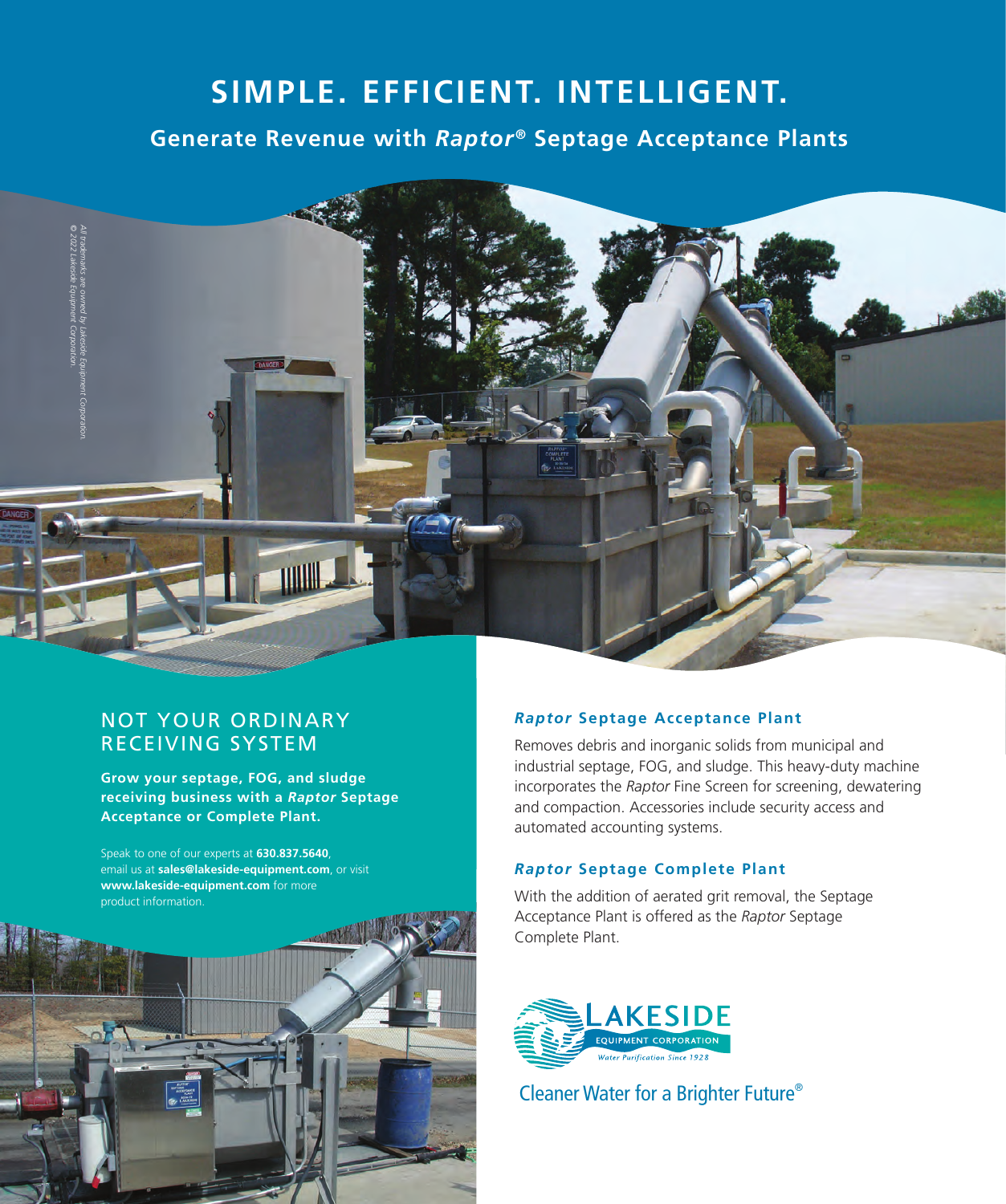# SIMPLE. EFFICIENT. INTELLIGENT.

## Generate Revenue with *Raptor*® Septage Acceptance Plants

*All trademarks are owned by Lakeside Equipment Corporation.*
*© 2022 Lakeside Equipment Corporation.*

## NOT YOUR ORDINARY RECEIVING SYSTEM

**Grow your septage, FOG, and sludge receiving business with a *Raptor* Septage Acceptance or Complete Plant.**

Speak to one of our experts at **630.837.5640**, email us at **sales@lakeside-equipment.com**, or visit **www.lakeside-equipment.com** for more product information.

### *Raptor* Septage Acceptance Plant

Removes debris and inorganic solids from municipal and industrial septage, FOG, and sludge. This heavy-duty machine incorporates the *Raptor* Fine Screen for screening, dewatering and compaction. Accessories include security access and automated accounting systems.

### *Raptor* Septage Complete Plant

With the addition of aerated grit removal, the Septage Acceptance Plant is offered as the *Raptor* Septage Complete Plant.

LAKESIDE
EQUIPMENT CORPORATION
*Water Purification Since 1928*

Cleaner Water for a Brighter Future®